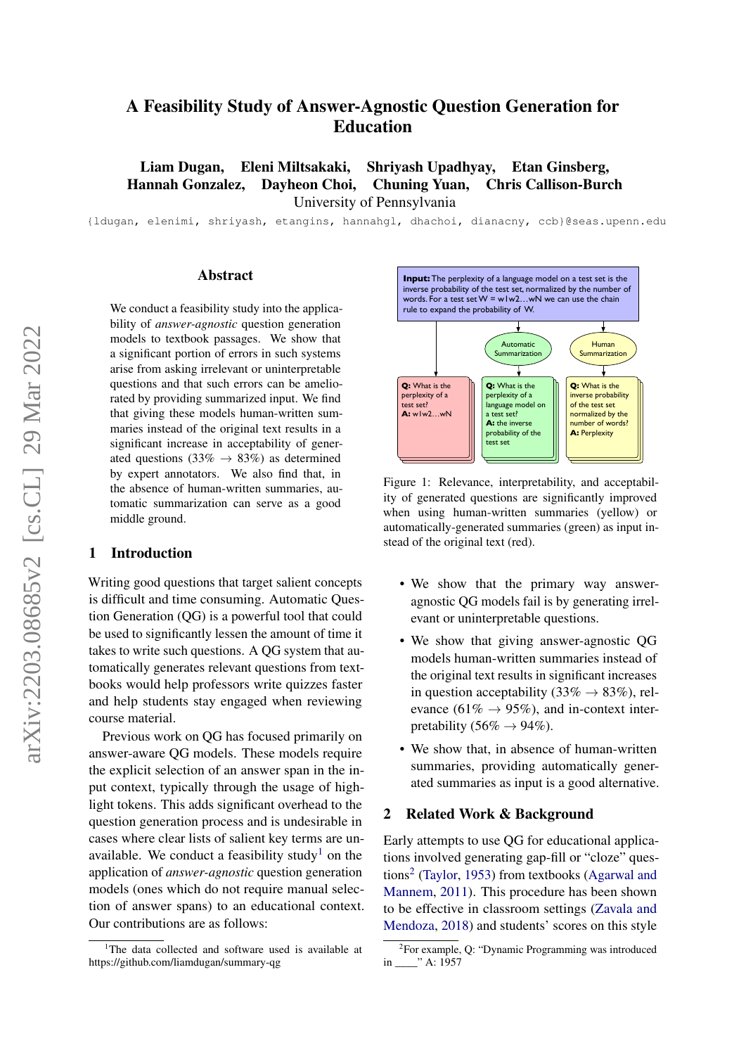# A Feasibility Study of Answer-Agnostic Question Generation for Education

**Liam Dugan, Eleni Miltsakaki, Shriyash Upadhyay, Etan Ginsberg, Hannah Gonzalez, Dayheon Choi, Chuning Yuan, Chris Callison-Burch**

University of Pennsylvania

{ldugan, elenimi, shriyash, etangins, hannahgl, dhachoi, dianacny, ccb}@seas.upenn.edu

## Abstract

We conduct a feasibility study into the applicability of *answer-agnostic* question generation models to textbook passages. We show that a significant portion of errors in such systems arise from asking irrelevant or uninterpretable questions and that such errors can be ameliorated by providing summarized input. We find that giving these models human-written summaries instead of the original text results in a significant increase in acceptability of generated questions (33% → 83%) as determined by expert annotators. We also find that, in the absence of human-written summaries, automatic summarization can serve as a good middle ground.

**Input:** The perplexity of a language model on a test set is the inverse probability of the test set, normalized by the number of words. For a test set W = w1w2…wN we can use the chain rule to expand the probability of W.

Automatic Summarization | Human Summarization

**Q:** What is the perplexity of a test set? **A:** w1w2…wN

**Q:** What is the perplexity of a language model on a test set? **A:** the inverse probability of the test set

**Q:** What is the inverse probability of the test set normalized by the number of words? **A:** Perplexity

Figure 1: Relevance, interpretability, and acceptability of generated questions are significantly improved when using human-written summaries (yellow) or automatically-generated summaries (green) as input instead of the original text (red).

## 1 Introduction

Writing good questions that target salient concepts is difficult and time consuming. Automatic Question Generation (QG) is a powerful tool that could be used to significantly lessen the amount of time it takes to write such questions. A QG system that automatically generates relevant questions from textbooks would help professors write quizzes faster and help students stay engaged when reviewing course material.

Previous work on QG has focused primarily on answer-aware QG models. These models require the explicit selection of an answer span in the input context, typically through the usage of highlight tokens. This adds significant overhead to the question generation process and is undesirable in cases where clear lists of salient key terms are unavailable. We conduct a feasibility study[1] on the application of *answer-agnostic* question generation models (ones which do not require manual selection of answer spans) to an educational context. Our contributions are as follows:

- We show that the primary way answer-agnostic QG models fail is by generating irrelevant or uninterpretable questions.
- We show that giving answer-agnostic QG models human-written summaries instead of the original text results in significant increases in question acceptability (33% → 83%), relevance (61% → 95%), and in-context interpretability (56% → 94%).
- We show that, in absence of human-written summaries, providing automatically generated summaries as input is a good alternative.

## 2 Related Work & Background

Early attempts to use QG for educational applications involved generating gap-fill or "cloze" questions[2] (Taylor, 1953) from textbooks (Agarwal and Mannem, 2011). This procedure has been shown to be effective in classroom settings (Zavala and Mendoza, 2018) and students' scores on this style

[1] The data collected and software used is available at https://github.com/liamdugan/summary-qg

[2] For example, Q: "Dynamic Programming was introduced in ____" A: 1957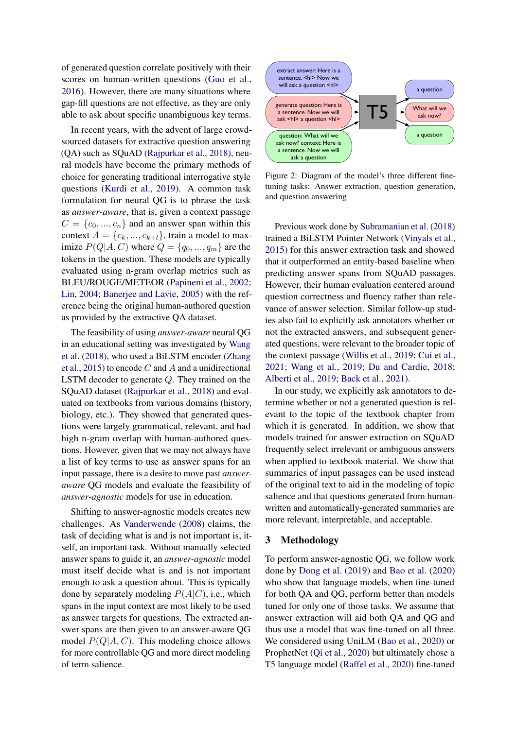of generated question correlate positively with their scores on human-written questions (Guo et al., 2016). However, there are many situations where gap-fill questions are not effective, as they are only able to ask about specific unambiguous key terms.

In recent years, with the advent of large crowd-sourced datasets for extractive question answering (QA) such as SQuAD (Rajpurkar et al., 2018), neural models have become the primary methods of choice for generating traditional interrogative style questions (Kurdi et al., 2019). A common task formulation for neural QG is to phrase the task as *answer-aware*, that is, given a context passage $C = \{c_0, ..., c_n\}$ and an answer span within this context $A = \{c_k, ..., c_{k+l}\}$, train a model to maximize $P(Q|A, C)$ where $Q = \{q_0, ..., q_m\}$ are the tokens in the question. These models are typically evaluated using n-gram overlap metrics such as BLEU/ROUGE/METEOR (Papineni et al., 2002; Lin, 2004; Banerjee and Lavie, 2005) with the reference being the original human-authored question as provided by the extractive QA dataset.

The feasibility of using *answer-aware* neural QG in an educational setting was investigated by Wang et al. (2018), who used a BiLSTM encoder (Zhang et al., 2015) to encode $C$ and $A$ and a unidirectional LSTM decoder to generate $Q$. They trained on the SQuAD dataset (Rajpurkar et al., 2018) and evaluated on textbooks from various domains (history, biology, etc.). They showed that generated questions were largely grammatical, relevant, and had high n-gram overlap with human-authored questions. However, given that we may not always have a list of key terms to use as answer spans for an input passage, there is a desire to move past *answer-aware* QG models and evaluate the feasibility of *answer-agnostic* models for use in education.

Shifting to answer-agnostic models creates new challenges. As Vanderwende (2008) claims, the task of deciding what is and is not important is, itself, an important task. Without manually selected answer spans to guide it, an *answer-agnostic* model must itself decide what is and is not important enough to ask a question about. This is typically done by separately modeling $P(A|C)$, i.e., which spans in the input context are most likely to be used as answer targets for questions. The extracted answer spans are then given to an answer-aware QG model $P(Q|A, C)$. This modeling choice allows for more controllable QG and more direct modeling of term salience.

extract answer: Here is a sentence. <hl> Now we will ask a question <hl>

generate question: Here is a sentence. Now we will ask <hl> a question <hl>

question: What will we ask now? context: Here is a sentence. Now we will ask a question

T5

a question

What will we ask now?

a question

Figure 2: Diagram of the model's three different fine-tuning tasks: Answer extraction, question generation, and question answering

Previous work done by Subramanian et al. (2018) trained a BiLSTM Pointer Network (Vinyals et al., 2015) for this answer extraction task and showed that it outperformed an entity-based baseline when predicting answer spans from SQuAD passages. However, their human evaluation centered around question correctness and fluency rather than relevance of answer selection. Similar follow-up studies also fail to explicitly ask annotators whether or not the extracted answers, and subsequent generated questions, were relevant to the broader topic of the context passage (Willis et al., 2019; Cui et al., 2021; Wang et al., 2019; Du and Cardie, 2018; Alberti et al., 2019; Back et al., 2021).

In our study, we explicitly ask annotators to determine whether or not a generated question is relevant to the topic of the textbook chapter from which it is generated. In addition, we show that models trained for answer extraction on SQuAD frequently select irrelevant or ambiguous answers when applied to textbook material. We show that summaries of input passages can be used instead of the original text to aid in the modeling of topic salience and that questions generated from human-written and automatically-generated summaries are more relevant, interpretable, and acceptable.

## 3 Methodology

To perform answer-agnostic QG, we follow work done by Dong et al. (2019) and Bao et al. (2020) who show that language models, when fine-tuned for both QA and QG, perform better than models tuned for only one of those tasks. We assume that answer extraction will aid both QA and QG and thus use a model that was fine-tuned on all three. We considered using UniLM (Bao et al., 2020) or ProphetNet (Qi et al., 2020) but ultimately chose a T5 language model (Raffel et al., 2020) fine-tuned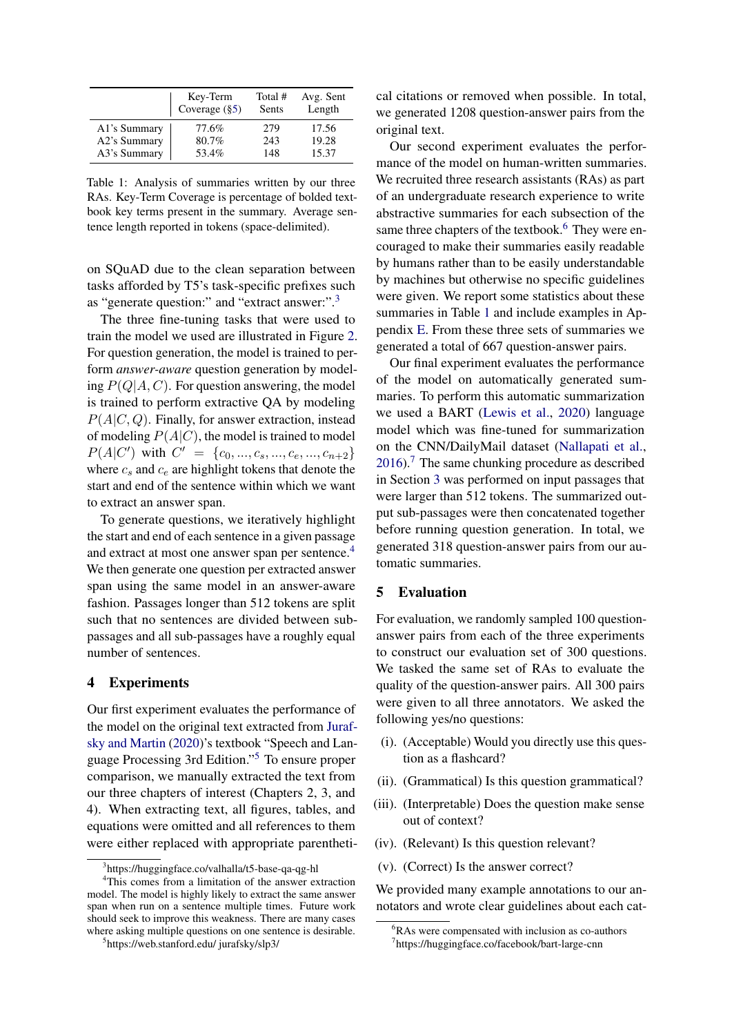| | Key-Term Coverage (§5) | Total # Sents | Avg. Sent Length |
|---|---|---|---|
| A1's Summary | 77.6% | 279 | 17.56 |
| A2's Summary | 80.7% | 243 | 19.28 |
| A3's Summary | 53.4% | 148 | 15.37 |

Table 1: Analysis of summaries written by our three RAs. Key-Term Coverage is percentage of bolded textbook key terms present in the summary. Average sentence length reported in tokens (space-delimited).

on SQuAD due to the clean separation between tasks afforded by T5's task-specific prefixes such as "generate question:" and "extract answer:".[3]

The three fine-tuning tasks that were used to train the model we used are illustrated in Figure 2. For question generation, the model is trained to perform *answer-aware* question generation by modeling $P(Q|A, C)$. For question answering, the model is trained to perform extractive QA by modeling $P(A|C, Q)$. Finally, for answer extraction, instead of modeling $P(A|C)$, the model is trained to model $P(A|C')$ with $C' = \{c_0, ..., c_s, ..., c_e, ..., c_{n+2}\}$ where $c_s$ and $c_e$ are highlight tokens that denote the start and end of the sentence within which we want to extract an answer span.

To generate questions, we iteratively highlight the start and end of each sentence in a given passage and extract at most one answer span per sentence.[4] We then generate one question per extracted answer span using the same model in an answer-aware fashion. Passages longer than 512 tokens are split such that no sentences are divided between sub-passages and all sub-passages have a roughly equal number of sentences.

## 4 Experiments

Our first experiment evaluates the performance of the model on the original text extracted from Jurafsky and Martin (2020)'s textbook "Speech and Language Processing 3rd Edition."[5] To ensure proper comparison, we manually extracted the text from our three chapters of interest (Chapters 2, 3, and 4). When extracting text, all figures, tables, and equations were omitted and all references to them were either replaced with appropriate parenthetical citations or removed when possible. In total, we generated 1208 question-answer pairs from the original text.

Our second experiment evaluates the performance of the model on human-written summaries. We recruited three research assistants (RAs) as part of an undergraduate research experience to write abstractive summaries for each subsection of the same three chapters of the textbook.[6] They were encouraged to make their summaries easily readable by humans rather than to be easily understandable by machines but otherwise no specific guidelines were given. We report some statistics about these summaries in Table 1 and include examples in Appendix E. From these three sets of summaries we generated a total of 667 question-answer pairs.

Our final experiment evaluates the performance of the model on automatically generated summaries. To perform this automatic summarization we used a BART (Lewis et al., 2020) language model which was fine-tuned for summarization on the CNN/DailyMail dataset (Nallapati et al., 2016).[7] The same chunking procedure as described in Section 3 was performed on input passages that were larger than 512 tokens. The summarized output sub-passages were then concatenated together before running question generation. In total, we generated 318 question-answer pairs from our automatic summaries.

## 5 Evaluation

For evaluation, we randomly sampled 100 question-answer pairs from each of the three experiments to construct our evaluation set of 300 questions. We tasked the same set of RAs to evaluate the quality of the question-answer pairs. All 300 pairs were given to all three annotators. We asked the following yes/no questions:

(i). (Acceptable) Would you directly use this question as a flashcard?

(ii). (Grammatical) Is this question grammatical?

(iii). (Interpretable) Does the question make sense out of context?

(iv). (Relevant) Is this question relevant?

(v). (Correct) Is the answer correct?

We provided many example annotations to our annotators and wrote clear guidelines about each cat-

---

[3] https://huggingface.co/valhalla/t5-base-qa-qg-hl

[4] This comes from a limitation of the answer extraction model. The model is highly likely to extract the same answer span when run on a sentence multiple times. Future work should seek to improve this weakness. There are many cases where asking multiple questions on one sentence is desirable.

[5] https://web.stanford.edu/ jurafsky/slp3/

[6] RAs were compensated with inclusion as co-authors

[7] https://huggingface.co/facebook/bart-large-cnn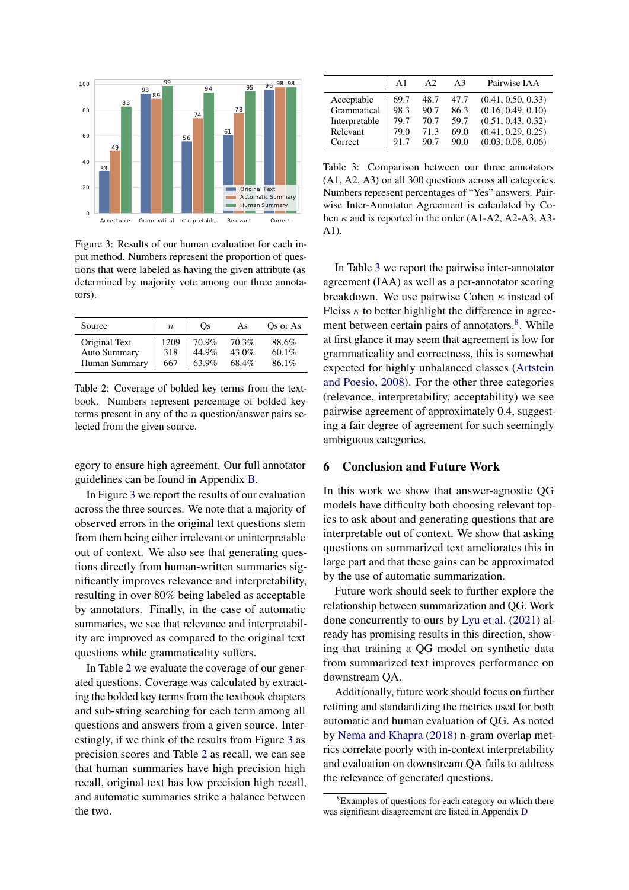Figure 3: Results of our human evaluation for each input method. Numbers represent the proportion of questions that were labeled as having the given attribute (as determined by majority vote among our three annotators).

| Source | $n$ | Qs | As | Qs or As |
|---|---|---|---|---|
| Original Text | 1209 | 70.9% | 70.3% | 88.6% |
| Auto Summary | 318 | 44.9% | 43.0% | 60.1% |
| Human Summary | 667 | 63.9% | 68.4% | 86.1% |

Table 2: Coverage of bolded key terms from the textbook. Numbers represent percentage of bolded key terms present in any of the $n$ question/answer pairs selected from the given source.

egory to ensure high agreement. Our full annotator guidelines can be found in Appendix B.

In Figure 3 we report the results of our evaluation across the three sources. We note that a majority of observed errors in the original text questions stem from them being either irrelevant or uninterpretable out of context. We also see that generating questions directly from human-written summaries significantly improves relevance and interpretability, resulting in over 80% being labeled as acceptable by annotators. Finally, in the case of automatic summaries, we see that relevance and interpretability are improved as compared to the original text questions while grammaticality suffers.

In Table 2 we evaluate the coverage of our generated questions. Coverage was calculated by extracting the bolded key terms from the textbook chapters and sub-string searching for each term among all questions and answers from a given source. Interestingly, if we think of the results from Figure 3 as precision scores and Table 2 as recall, we can see that human summaries have high precision high recall, original text has low precision high recall, and automatic summaries strike a balance between the two.

| | A1 | A2 | A3 | Pairwise IAA |
|---|---|---|---|---|
| Acceptable | 69.7 | 48.7 | 47.7 | (0.41, 0.50, 0.33) |
| Grammatical | 98.3 | 90.7 | 86.3 | (0.16, 0.49, 0.10) |
| Interpretable | 79.7 | 70.7 | 59.7 | (0.51, 0.43, 0.32) |
| Relevant | 79.0 | 71.3 | 69.0 | (0.41, 0.29, 0.25) |
| Correct | 91.7 | 90.7 | 90.0 | (0.03, 0.08, 0.06) |

Table 3: Comparison between our three annotators (A1, A2, A3) on all 300 questions across all categories. Numbers represent percentages of "Yes" answers. Pairwise Inter-Annotator Agreement is calculated by Cohen $\kappa$ and is reported in the order (A1-A2, A2-A3, A3-A1).

In Table 3 we report the pairwise inter-annotator agreement (IAA) as well as a per-annotator scoring breakdown. We use pairwise Cohen $\kappa$ instead of Fleiss $\kappa$ to better highlight the difference in agreement between certain pairs of annotators.[8]. While at first glance it may seem that agreement is low for grammaticality and correctness, this is somewhat expected for highly unbalanced classes (Artstein and Poesio, 2008). For the other three categories (relevance, interpretability, acceptability) we see pairwise agreement of approximately 0.4, suggesting a fair degree of agreement for such seemingly ambiguous categories.

## 6 Conclusion and Future Work

In this work we show that answer-agnostic QG models have difficulty both choosing relevant topics to ask about and generating questions that are interpretable out of context. We show that asking questions on summarized text ameliorates this in large part and that these gains can be approximated by the use of automatic summarization.

Future work should seek to further explore the relationship between summarization and QG. Work done concurrently to ours by Lyu et al. (2021) already has promising results in this direction, showing that training a QG model on synthetic data from summarized text improves performance on downstream QA.

Additionally, future work should focus on further refining and standardizing the metrics used for both automatic and human evaluation of QG. As noted by Nema and Khapra (2018) n-gram overlap metrics correlate poorly with in-context interpretability and evaluation on downstream QA fails to address the relevance of generated questions.

[8]Examples of questions for each category on which there was significant disagreement are listed in Appendix D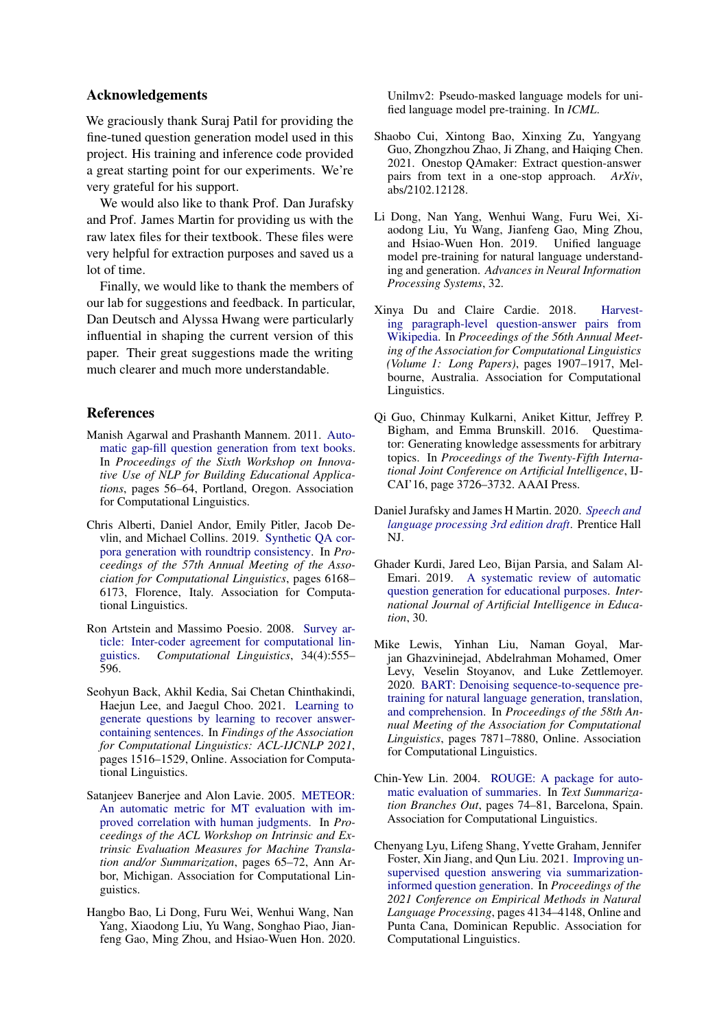## Acknowledgements

We graciously thank Suraj Patil for providing the fine-tuned question generation model used in this project. His training and inference code provided a great starting point for our experiments. We're very grateful for his support.

We would also like to thank Prof. Dan Jurafsky and Prof. James Martin for providing us with the raw latex files for their textbook. These files were very helpful for extraction purposes and saved us a lot of time.

Finally, we would like to thank the members of our lab for suggestions and feedback. In particular, Dan Deutsch and Alyssa Hwang were particularly influential in shaping the current version of this paper. Their great suggestions made the writing much clearer and much more understandable.

## References

Manish Agarwal and Prashanth Mannem. 2011. Automatic gap-fill question generation from text books. In *Proceedings of the Sixth Workshop on Innovative Use of NLP for Building Educational Applications*, pages 56–64, Portland, Oregon. Association for Computational Linguistics.

Chris Alberti, Daniel Andor, Emily Pitler, Jacob Devlin, and Michael Collins. 2019. Synthetic QA corpora generation with roundtrip consistency. In *Proceedings of the 57th Annual Meeting of the Association for Computational Linguistics*, pages 6168–6173, Florence, Italy. Association for Computational Linguistics.

Ron Artstein and Massimo Poesio. 2008. Survey article: Inter-coder agreement for computational linguistics. *Computational Linguistics*, 34(4):555–596.

Seohyun Back, Akhil Kedia, Sai Chetan Chinthakindi, Haejun Lee, and Jaegul Choo. 2021. Learning to generate questions by learning to recover answer-containing sentences. In *Findings of the Association for Computational Linguistics: ACL-IJCNLP 2021*, pages 1516–1529, Online. Association for Computational Linguistics.

Satanjeev Banerjee and Alon Lavie. 2005. METEOR: An automatic metric for MT evaluation with improved correlation with human judgments. In *Proceedings of the ACL Workshop on Intrinsic and Extrinsic Evaluation Measures for Machine Translation and/or Summarization*, pages 65–72, Ann Arbor, Michigan. Association for Computational Linguistics.

Hangbo Bao, Li Dong, Furu Wei, Wenhui Wang, Nan Yang, Xiaodong Liu, Yu Wang, Songhao Piao, Jianfeng Gao, Ming Zhou, and Hsiao-Wuen Hon. 2020. Unilmv2: Pseudo-masked language models for unified language model pre-training. In *ICML*.

Shaobo Cui, Xintong Bao, Xinxing Zu, Yangyang Guo, Zhongzhou Zhao, Ji Zhang, and Haiqing Chen. 2021. Onestop QAmaker: Extract question-answer pairs from text in a one-stop approach. *ArXiv*, abs/2102.12128.

Li Dong, Nan Yang, Wenhui Wang, Furu Wei, Xiaodong Liu, Yu Wang, Jianfeng Gao, Ming Zhou, and Hsiao-Wuen Hon. 2019. Unified language model pre-training for natural language understanding and generation. *Advances in Neural Information Processing Systems*, 32.

Xinya Du and Claire Cardie. 2018. Harvesting paragraph-level question-answer pairs from Wikipedia. In *Proceedings of the 56th Annual Meeting of the Association for Computational Linguistics (Volume 1: Long Papers)*, pages 1907–1917, Melbourne, Australia. Association for Computational Linguistics.

Qi Guo, Chinmay Kulkarni, Aniket Kittur, Jeffrey P. Bigham, and Emma Brunskill. 2016. Questimator: Generating knowledge assessments for arbitrary topics. In *Proceedings of the Twenty-Fifth International Joint Conference on Artificial Intelligence*, IJCAI'16, page 3726–3732. AAAI Press.

Daniel Jurafsky and James H Martin. 2020. *Speech and language processing 3rd edition draft*. Prentice Hall NJ.

Ghader Kurdi, Jared Leo, Bijan Parsia, and Salam Al-Emari. 2019. A systematic review of automatic question generation for educational purposes. *International Journal of Artificial Intelligence in Education*, 30.

Mike Lewis, Yinhan Liu, Naman Goyal, Marjan Ghazvininejad, Abdelrahman Mohamed, Omer Levy, Veselin Stoyanov, and Luke Zettlemoyer. 2020. BART: Denoising sequence-to-sequence pre-training for natural language generation, translation, and comprehension. In *Proceedings of the 58th Annual Meeting of the Association for Computational Linguistics*, pages 7871–7880, Online. Association for Computational Linguistics.

Chin-Yew Lin. 2004. ROUGE: A package for automatic evaluation of summaries. In *Text Summarization Branches Out*, pages 74–81, Barcelona, Spain. Association for Computational Linguistics.

Chenyang Lyu, Lifeng Shang, Yvette Graham, Jennifer Foster, Xin Jiang, and Qun Liu. 2021. Improving unsupervised question answering via summarization-informed question generation. In *Proceedings of the 2021 Conference on Empirical Methods in Natural Language Processing*, pages 4134–4148, Online and Punta Cana, Dominican Republic. Association for Computational Linguistics.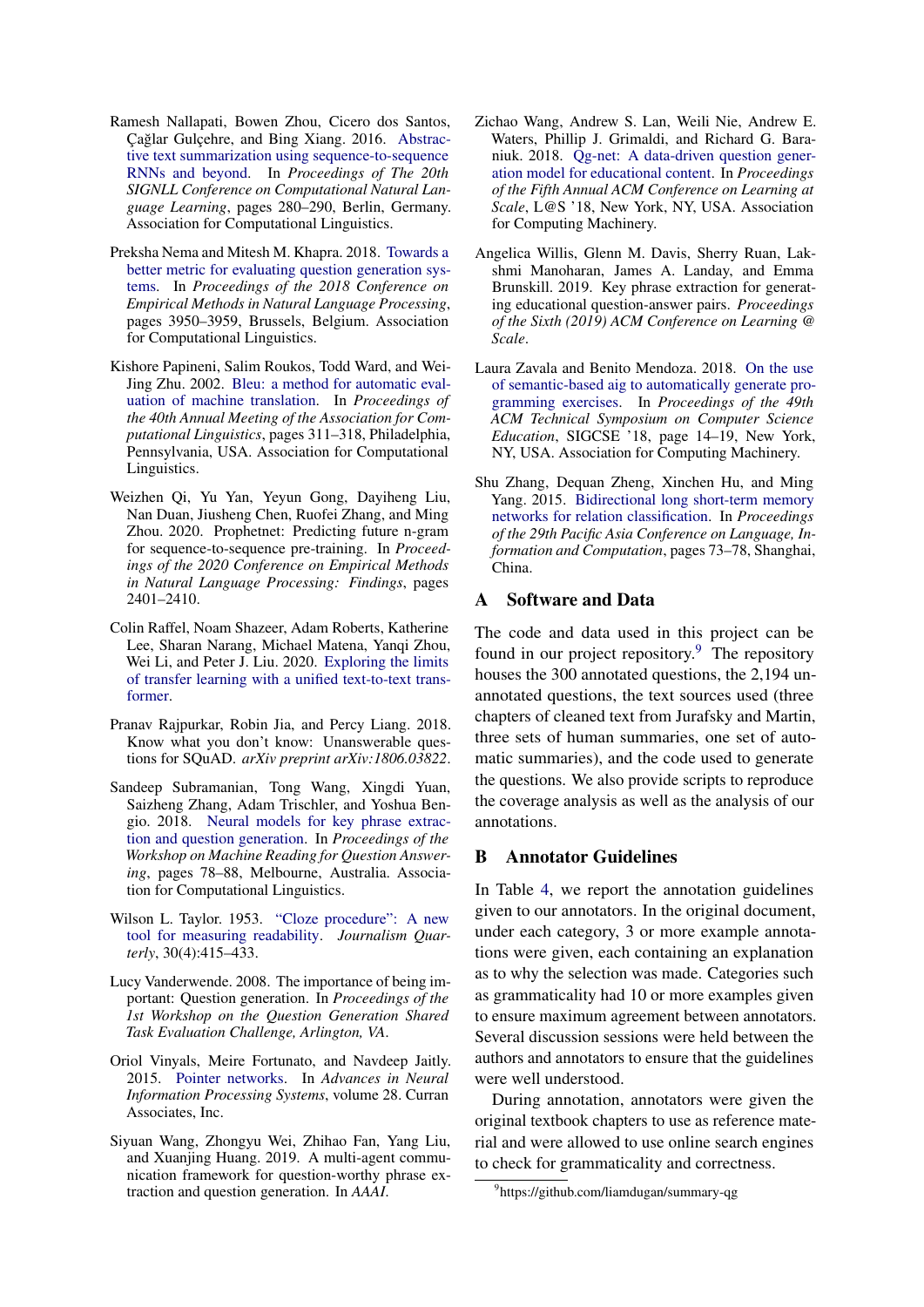Ramesh Nallapati, Bowen Zhou, Cicero dos Santos, Çağlar Gulçehre, and Bing Xiang. 2016. Abstractive text summarization using sequence-to-sequence RNNs and beyond. In *Proceedings of The 20th SIGNLL Conference on Computational Natural Language Learning*, pages 280–290, Berlin, Germany. Association for Computational Linguistics.

Preksha Nema and Mitesh M. Khapra. 2018. Towards a better metric for evaluating question generation systems. In *Proceedings of the 2018 Conference on Empirical Methods in Natural Language Processing*, pages 3950–3959, Brussels, Belgium. Association for Computational Linguistics.

Kishore Papineni, Salim Roukos, Todd Ward, and Wei-Jing Zhu. 2002. Bleu: a method for automatic evaluation of machine translation. In *Proceedings of the 40th Annual Meeting of the Association for Computational Linguistics*, pages 311–318, Philadelphia, Pennsylvania, USA. Association for Computational Linguistics.

Weizhen Qi, Yu Yan, Yeyun Gong, Dayiheng Liu, Nan Duan, Jiusheng Chen, Ruofei Zhang, and Ming Zhou. 2020. Prophetnet: Predicting future n-gram for sequence-to-sequence pre-training. In *Proceedings of the 2020 Conference on Empirical Methods in Natural Language Processing: Findings*, pages 2401–2410.

Colin Raffel, Noam Shazeer, Adam Roberts, Katherine Lee, Sharan Narang, Michael Matena, Yanqi Zhou, Wei Li, and Peter J. Liu. 2020. Exploring the limits of transfer learning with a unified text-to-text transformer.

Pranav Rajpurkar, Robin Jia, and Percy Liang. 2018. Know what you don't know: Unanswerable questions for SQuAD. *arXiv preprint arXiv:1806.03822*.

Sandeep Subramanian, Tong Wang, Xingdi Yuan, Saizheng Zhang, Adam Trischler, and Yoshua Bengio. 2018. Neural models for key phrase extraction and question generation. In *Proceedings of the Workshop on Machine Reading for Question Answering*, pages 78–88, Melbourne, Australia. Association for Computational Linguistics.

Wilson L. Taylor. 1953. "Cloze procedure": A new tool for measuring readability. *Journalism Quarterly*, 30(4):415–433.

Lucy Vanderwende. 2008. The importance of being important: Question generation. In *Proceedings of the 1st Workshop on the Question Generation Shared Task Evaluation Challenge, Arlington, VA*.

Oriol Vinyals, Meire Fortunato, and Navdeep Jaitly. 2015. Pointer networks. In *Advances in Neural Information Processing Systems*, volume 28. Curran Associates, Inc.

Siyuan Wang, Zhongyu Wei, Zhihao Fan, Yang Liu, and Xuanjing Huang. 2019. A multi-agent communication framework for question-worthy phrase extraction and question generation. In *AAAI*.

Zichao Wang, Andrew S. Lan, Weili Nie, Andrew E. Waters, Phillip J. Grimaldi, and Richard G. Baraniuk. 2018. Qg-net: A data-driven question generation model for educational content. In *Proceedings of the Fifth Annual ACM Conference on Learning at Scale*, L@S '18, New York, NY, USA. Association for Computing Machinery.

Angelica Willis, Glenn M. Davis, Sherry Ruan, Lakshmi Manoharan, James A. Landay, and Emma Brunskill. 2019. Key phrase extraction for generating educational question-answer pairs. *Proceedings of the Sixth (2019) ACM Conference on Learning @ Scale*.

Laura Zavala and Benito Mendoza. 2018. On the use of semantic-based aig to automatically generate programming exercises. In *Proceedings of the 49th ACM Technical Symposium on Computer Science Education*, SIGCSE '18, page 14–19, New York, NY, USA. Association for Computing Machinery.

Shu Zhang, Dequan Zheng, Xinchen Hu, and Ming Yang. 2015. Bidirectional long short-term memory networks for relation classification. In *Proceedings of the 29th Pacific Asia Conference on Language, Information and Computation*, pages 73–78, Shanghai, China.

## A Software and Data

The code and data used in this project can be found in our project repository.[9] The repository houses the 300 annotated questions, the 2,194 unannotated questions, the text sources used (three chapters of cleaned text from Jurafsky and Martin, three sets of human summaries, one set of automatic summaries), and the code used to generate the questions. We also provide scripts to reproduce the coverage analysis as well as the analysis of our annotations.

## B Annotator Guidelines

In Table 4, we report the annotation guidelines given to our annotators. In the original document, under each category, 3 or more example annotations were given, each containing an explanation as to why the selection was made. Categories such as grammaticality had 10 or more examples given to ensure maximum agreement between annotators. Several discussion sessions were held between the authors and annotators to ensure that the guidelines were well understood.

During annotation, annotators were given the original textbook chapters to use as reference material and were allowed to use online search engines to check for grammaticality and correctness.

[9] https://github.com/liamdugan/summary-qg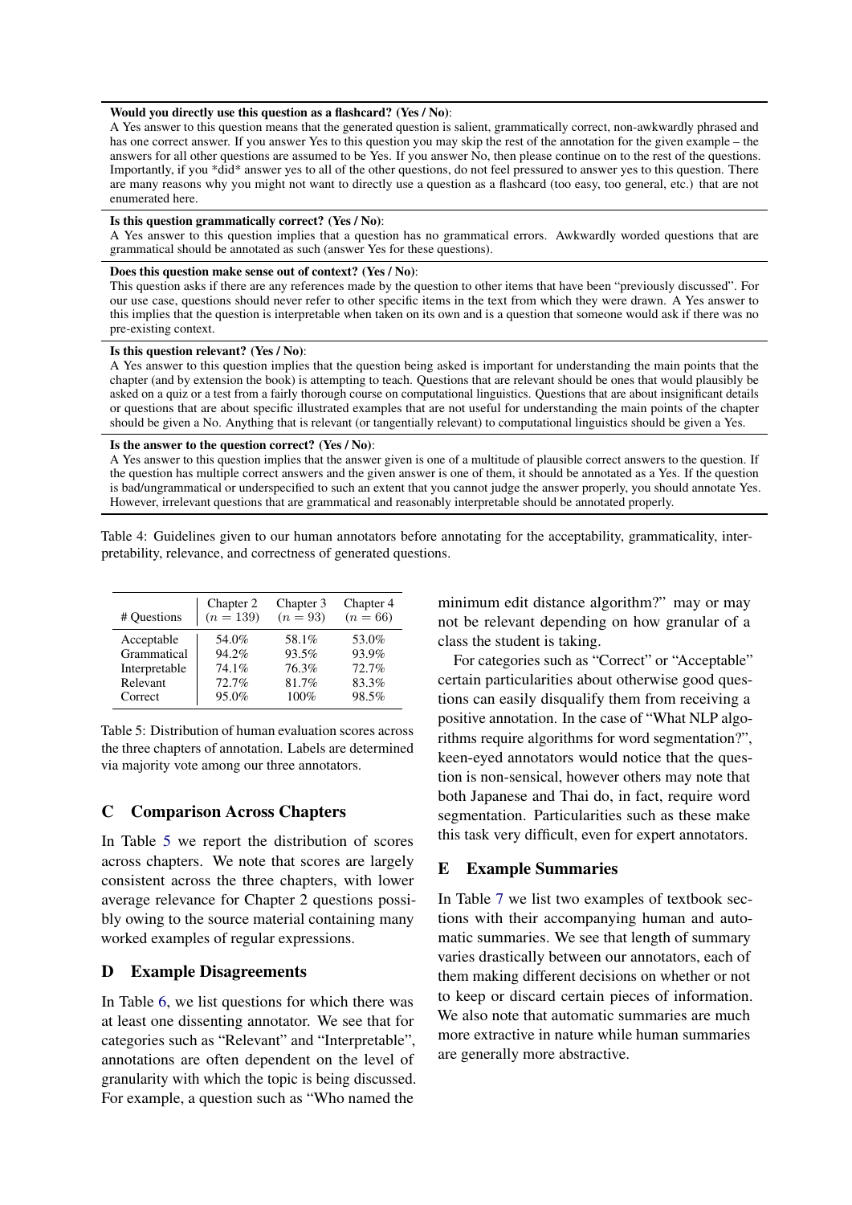**Would you directly use this question as a flashcard? (Yes / No)**:
A Yes answer to this question means that the generated question is salient, grammatically correct, non-awkwardly phrased and has one correct answer. If you answer Yes to this question you may skip the rest of the annotation for the given example – the answers for all other questions are assumed to be Yes. If you answer No, then please continue on to the rest of the questions. Importantly, if you *did* answer yes to all of the other questions, do not feel pressured to answer yes to this question. There are many reasons why you might not want to directly use a question as a flashcard (too easy, too general, etc.) that are not enumerated here.

**Is this question grammatically correct? (Yes / No)**:
A Yes answer to this question implies that a question has no grammatical errors. Awkwardly worded questions that are grammatical should be annotated as such (answer Yes for these questions).

**Does this question make sense out of context? (Yes / No)**:
This question asks if there are any references made by the question to other items that have been "previously discussed". For our use case, questions should never refer to other specific items in the text from which they were drawn. A Yes answer to this implies that the question is interpretable when taken on its own and is a question that someone would ask if there was no pre-existing context.

**Is this question relevant? (Yes / No)**:
A Yes answer to this question implies that the question being asked is important for understanding the main points that the chapter (and by extension the book) is attempting to teach. Questions that are relevant should be ones that would plausibly be asked on a quiz or a test from a fairly thorough course on computational linguistics. Questions that are about insignificant details or questions that are about specific illustrated examples that are not useful for understanding the main points of the chapter should be given a No. Anything that is relevant (or tangentially relevant) to computational linguistics should be given a Yes.

**Is the answer to the question correct? (Yes / No)**:
A Yes answer to this question implies that the answer given is one of a multitude of plausible correct answers to the question. If the question has multiple correct answers and the given answer is one of them, it should be annotated as a Yes. If the question is bad/ungrammatical or underspecified to such an extent that you cannot judge the answer properly, you should annotate Yes. However, irrelevant questions that are grammatical and reasonably interpretable should be annotated properly.

Table 4: Guidelines given to our human annotators before annotating for the acceptability, grammaticality, interpretability, relevance, and correctness of generated questions.

| # Questions | Chapter 2 ($n = 139$) | Chapter 3 ($n = 93$) | Chapter 4 ($n = 66$) |
|---|---|---|---|
| Acceptable | 54.0% | 58.1% | 53.0% |
| Grammatical | 94.2% | 93.5% | 93.9% |
| Interpretable | 74.1% | 76.3% | 72.7% |
| Relevant | 72.7% | 81.7% | 83.3% |
| Correct | 95.0% | 100% | 98.5% |

Table 5: Distribution of human evaluation scores across the three chapters of annotation. Labels are determined via majority vote among our three annotators.

## C Comparison Across Chapters

In Table 5 we report the distribution of scores across chapters. We note that scores are largely consistent across the three chapters, with lower average relevance for Chapter 2 questions possibly owing to the source material containing many worked examples of regular expressions.

## D Example Disagreements

In Table 6, we list questions for which there was at least one dissenting annotator. We see that for categories such as "Relevant" and "Interpretable", annotations are often dependent on the level of granularity with which the topic is being discussed. For example, a question such as "Who named the minimum edit distance algorithm?" may or may not be relevant depending on how granular of a class the student is taking.

For categories such as "Correct" or "Acceptable" certain particularities about otherwise good questions can easily disqualify them from receiving a positive annotation. In the case of "What NLP algorithms require algorithms for word segmentation?", keen-eyed annotators would notice that the question is non-sensical, however others may note that both Japanese and Thai do, in fact, require word segmentation. Particularities such as these make this task very difficult, even for expert annotators.

## E Example Summaries

In Table 7 we list two examples of textbook sections with their accompanying human and automatic summaries. We see that length of summary varies drastically between our annotators, each of them making different decisions on whether or not to keep or discard certain pieces of information. We also note that automatic summaries are much more extractive in nature while human summaries are generally more abstractive.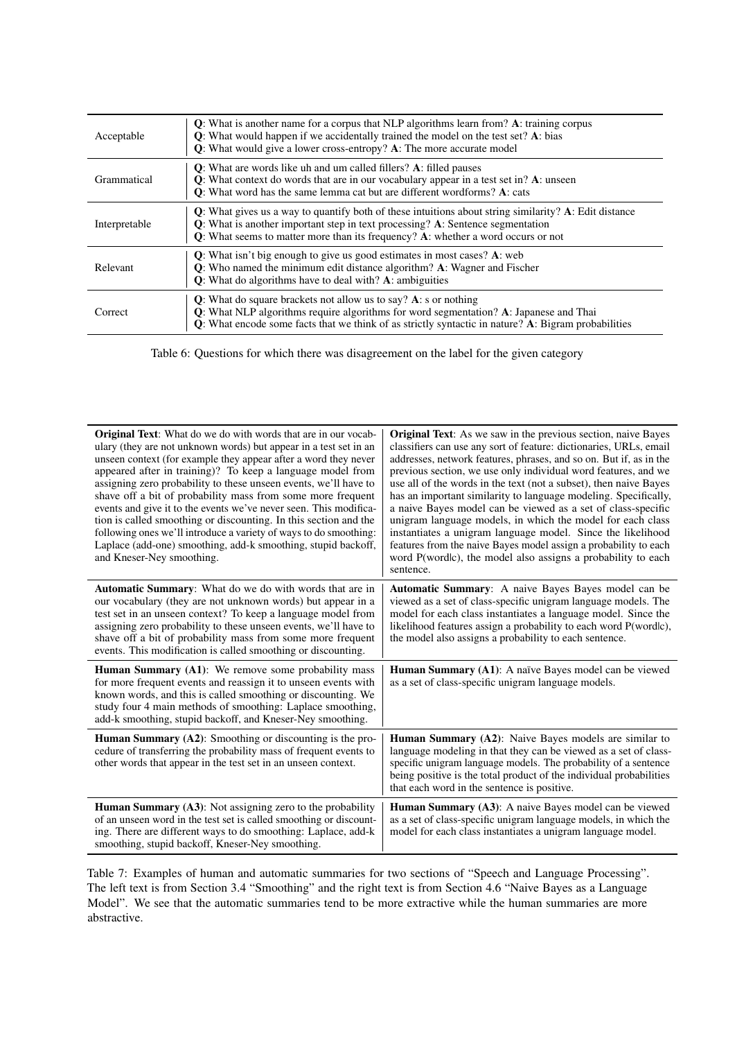| | |
|---|---|
| Acceptable | **Q**: What is another name for a corpus that NLP algorithms learn from? **A**: training corpus<br>**Q**: What would happen if we accidentally trained the model on the test set? **A**: bias<br>**Q**: What would give a lower cross-entropy? **A**: The more accurate model |
| Grammatical | **Q**: What are words like uh and um called fillers? **A**: filled pauses<br>**Q**: What context do words that are in our vocabulary appear in a test set in? **A**: unseen<br>**Q**: What word has the same lemma cat but are different wordforms? **A**: cats |
| Interpretable | **Q**: What gives us a way to quantify both of these intuitions about string similarity? **A**: Edit distance<br>**Q**: What is another important step in text processing? **A**: Sentence segmentation<br>**Q**: What seems to matter more than its frequency? **A**: whether a word occurs or not |
| Relevant | **Q**: What isn't big enough to give us good estimates in most cases? **A**: web<br>**Q**: Who named the minimum edit distance algorithm? **A**: Wagner and Fischer<br>**Q**: What do algorithms have to deal with? **A**: ambiguities |
| Correct | **Q**: What do square brackets not allow us to say? **A**: s or nothing<br>**Q**: What NLP algorithms require algorithms for word segmentation? **A**: Japanese and Thai<br>**Q**: What encode some facts that we think of as strictly syntactic in nature? **A**: Bigram probabilities |

Table 6: Questions for which there was disagreement on the label for the given category

| | |
|---|---|
| **Original Text**: What do we do with words that are in our vocabulary (they are not unknown words) but appear in a test set in an unseen context (for example they appear after a word they never appeared after in training)? To keep a language model from assigning zero probability to these unseen events, we'll have to shave off a bit of probability mass from some more frequent events and give it to the events we've never seen. This modification is called smoothing or discounting. In this section and the following ones we'll introduce a variety of ways to do smoothing: Laplace (add-one) smoothing, add-k smoothing, stupid backoff, and Kneser-Ney smoothing. | **Original Text**: As we saw in the previous section, naive Bayes classifiers can use any sort of feature: dictionaries, URLs, email addresses, network features, phrases, and so on. But if, as in the previous section, we use only individual word features, and we use all of the words in the text (not a subset), then naive Bayes has an important similarity to language modeling. Specifically, a naive Bayes model can be viewed as a set of class-specific unigram language models, in which the model for each class instantiates a unigram language model. Since the likelihood features from the naive Bayes model assign a probability to each word P(word\|c), the model also assigns a probability to each sentence. |
| **Automatic Summary**: What do we do with words that are in our vocabulary (they are not unknown words) but appear in a test set in an unseen context? To keep a language model from assigning zero probability to these unseen events, we'll have to shave off a bit of probability mass from some more frequent events. This modification is called smoothing or discounting. | **Automatic Summary**: A naive Bayes Bayes model can be viewed as a set of class-specific unigram language models. The model for each class instantiates a language model. Since the likelihood features assign a probability to each word P(word\|c), the model also assigns a probability to each sentence. |
| **Human Summary (A1)**: We remove some probability mass for more frequent events and reassign it to unseen events with known words, and this is called smoothing or discounting. We study four 4 main methods of smoothing: Laplace smoothing, add-k smoothing, stupid backoff, and Kneser-Ney smoothing. | **Human Summary (A1)**: A naïve Bayes model can be viewed as a set of class-specific unigram language models. |
| **Human Summary (A2)**: Smoothing or discounting is the procedure of transferring the probability mass of frequent events to other words that appear in the test set in an unseen context. | **Human Summary (A2)**: Naive Bayes models are similar to language modeling in that they can be viewed as a set of class-specific unigram language models. The probability of a sentence being positive is the total product of the individual probabilities that each word in the sentence is positive. |
| **Human Summary (A3)**: Not assigning zero to the probability of an unseen word in the test set is called smoothing or discounting. There are different ways to do smoothing: Laplace, add-k smoothing, stupid backoff, Kneser-Ney smoothing. | **Human Summary (A3)**: A naive Bayes model can be viewed as a set of class-specific unigram language models, in which the model for each class instantiates a unigram language model. |

Table 7: Examples of human and automatic summaries for two sections of "Speech and Language Processing". The left text is from Section 3.4 "Smoothing" and the right text is from Section 4.6 "Naive Bayes as a Language Model". We see that the automatic summaries tend to be more extractive while the human summaries are more abstractive.